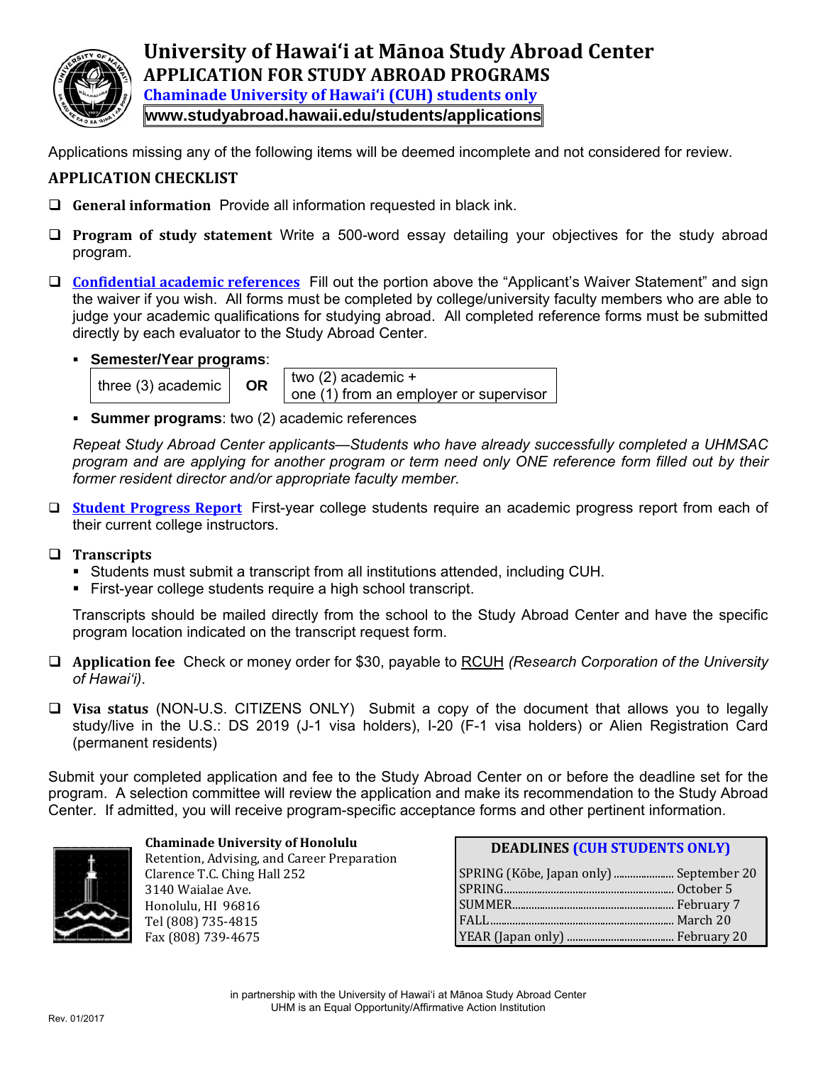# University of Hawaiʻi at Mānoa Study Abroad Center

## APPLICATION FOR STUDY ABROAD PROGRAMS

### Chaminade University of Hawaiʻi (CUH) students only

**www.studyabroad.hawaii.edu/students/applications**

Applications missing any of the following items will be deemed incomplete and not considered for review.

## APPLICATION CHECKLIST

- ❑ **General information** Provide all information requested in black ink.

- ❑ **Program of study statement** Write a 500-word essay detailing your objectives for the study abroad program.

- ❑ **Confidential academic references** Fill out the portion above the "Applicant's Waiver Statement" and sign the waiver if you wish. All forms must be completed by college/university faculty members who are able to judge your academic qualifications for studying abroad. All completed reference forms must be submitted directly by each evaluator to the Study Abroad Center.

  - **Semester/Year programs**:

    | three (3) academic | **OR** | two (2) academic + one (1) from an employer or supervisor |
    |---|---|---|

  - **Summer programs**: two (2) academic references

  *Repeat Study Abroad Center applicants—Students who have already successfully completed a UHMSAC program and are applying for another program or term need only ONE reference form filled out by their former resident director and/or appropriate faculty member.*

- ❑ **Student Progress Report** First-year college students require an academic progress report from each of their current college instructors.

- ❑ **Transcripts**
  - Students must submit a transcript from all institutions attended, including CUH.
  - First-year college students require a high school transcript.

  Transcripts should be mailed directly from the school to the Study Abroad Center and have the specific program location indicated on the transcript request form.

- ❑ **Application fee** Check or money order for $30, payable to RCUH *(Research Corporation of the University of Hawaiʻi)*.

- ❑ **Visa status** (NON-U.S. CITIZENS ONLY) Submit a copy of the document that allows you to legally study/live in the U.S.: DS 2019 (J-1 visa holders), I-20 (F-1 visa holders) or Alien Registration Card (permanent residents)

Submit your completed application and fee to the Study Abroad Center on or before the deadline set for the program. A selection committee will review the application and make its recommendation to the Study Abroad Center. If admitted, you will receive program-specific acceptance forms and other pertinent information.

**Chaminade University of Honolulu**
Retention, Advising, and Career Preparation
Clarence T.C. Ching Hall 252
3140 Waialae Ave.
Honolulu, HI 96816
Tel (808) 735-4815
Fax (808) 739-4675

| DEADLINES (CUH STUDENTS ONLY) | |
|---|---|
| SPRING (Kōbe, Japan only) | September 20 |
| SPRING | October 5 |
| SUMMER | February 7 |
| FALL | March 20 |
| YEAR (Japan only) | February 20 |

in partnership with the University of Hawaiʻi at Mānoa Study Abroad Center
UHM is an Equal Opportunity/Affirmative Action Institution

Rev. 01/2017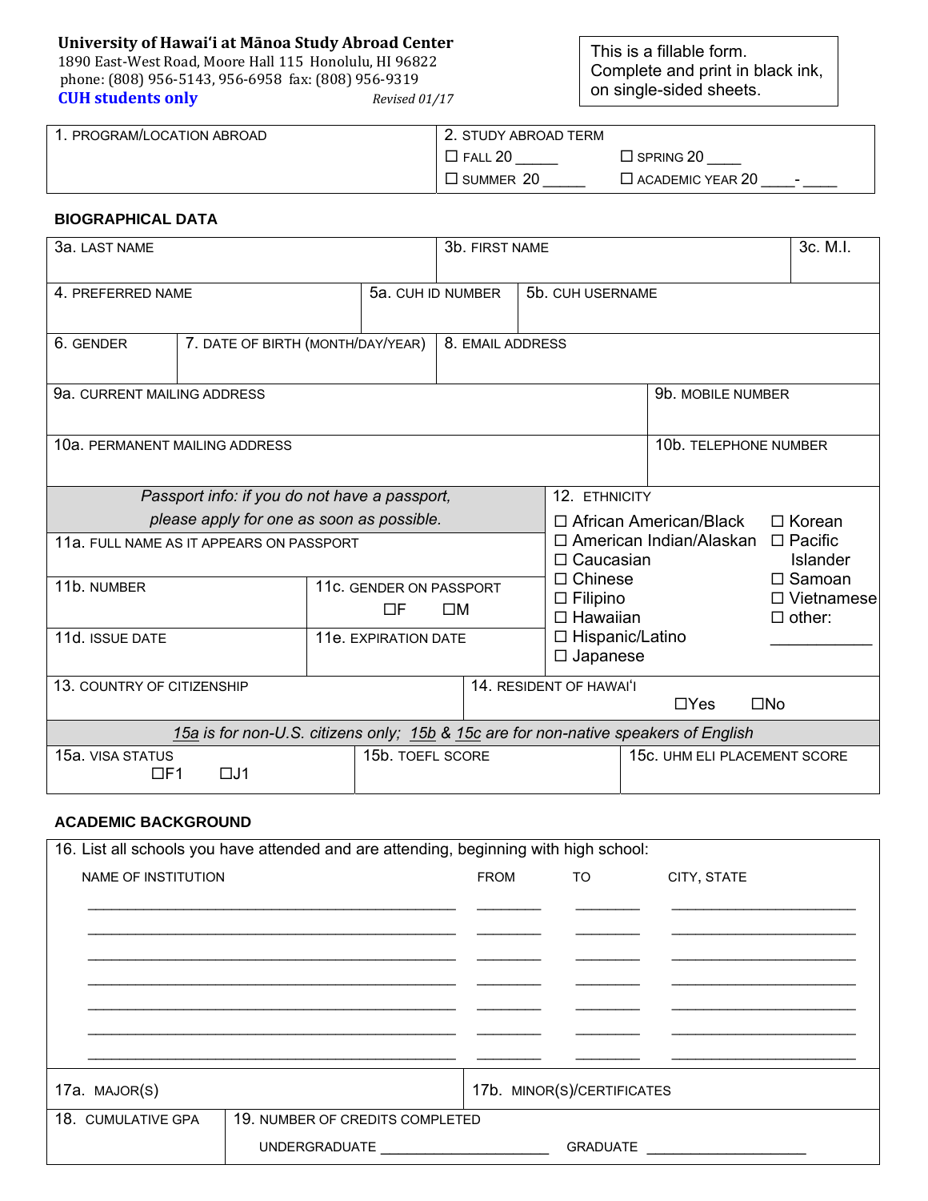**University of Hawaiʻi at Mānoa Study Abroad Center**
1890 East-West Road, Moore Hall 115 Honolulu, HI 96822
phone: (808) 956-5143, 956-6958 fax: (808) 956-9319
**CUH students only**

*Revised 01/17*

This is a fillable form. Complete and print in black ink, on single-sided sheets.

| 1. PROGRAM/LOCATION ABROAD | 2. STUDY ABROAD TERM<br>☐ FALL 20 _____ ☐ SPRING 20 ____<br>☐ SUMMER 20 _____ ☐ ACADEMIC YEAR 20 ____- ____ |
|---|---|

## BIOGRAPHICAL DATA

| 3a. LAST NAME | 3b. FIRST NAME | 3c. M.I. |
|---|---|---|

| 4. PREFERRED NAME | 5a. CUH ID NUMBER | 5b. CUH USERNAME |
|---|---|---|

| 6. GENDER | 7. DATE OF BIRTH (MONTH/DAY/YEAR) | 8. EMAIL ADDRESS |
|---|---|---|

| 9a. CURRENT MAILING ADDRESS | 9b. MOBILE NUMBER |
|---|---|
| 10a. PERMANENT MAILING ADDRESS | 10b. TELEPHONE NUMBER |

*Passport info: if you do not have a passport, please apply for one as soon as possible.*

| 11a. FULL NAME AS IT APPEARS ON PASSPORT | |
|---|---|
| 11b. NUMBER | 11c. GENDER ON PASSPORT ☐F ☐M |
| 11d. ISSUE DATE | 11e. EXPIRATION DATE |

12. ETHNICITY
- ☐ African American/Black
- ☐ American Indian/Alaskan
- ☐ Caucasian
- ☐ Chinese
- ☐ Filipino
- ☐ Hawaiian
- ☐ Hispanic/Latino
- ☐ Japanese
- ☐ Korean
- ☐ Pacific Islander
- ☐ Samoan
- ☐ Vietnamese
- ☐ other: ___________

| 13. COUNTRY OF CITIZENSHIP | 14. RESIDENT OF HAWAIʻI ☐Yes ☐No |
|---|---|

*15a is for non-U.S. citizens only; 15b & 15c are for non-native speakers of English*

| 15a. VISA STATUS ☐F1 ☐J1 | 15b. TOEFL SCORE | 15c. UHM ELI PLACEMENT SCORE |
|---|---|---|

## ACADEMIC BACKGROUND

16. List all schools you have attended and are attending, beginning with high school:

| NAME OF INSTITUTION | FROM | TO | CITY, STATE |
|---|---|---|---|
| | | | |
| | | | |
| | | | |
| | | | |
| | | | |
| | | | |
| | | | |

| 17a. MAJOR(S) | 17b. MINOR(S)/CERTIFICATES |
|---|---|

| 18. CUMULATIVE GPA | 19. NUMBER OF CREDITS COMPLETED<br>UNDERGRADUATE ____________________ GRADUATE ____________________ |
|---|---|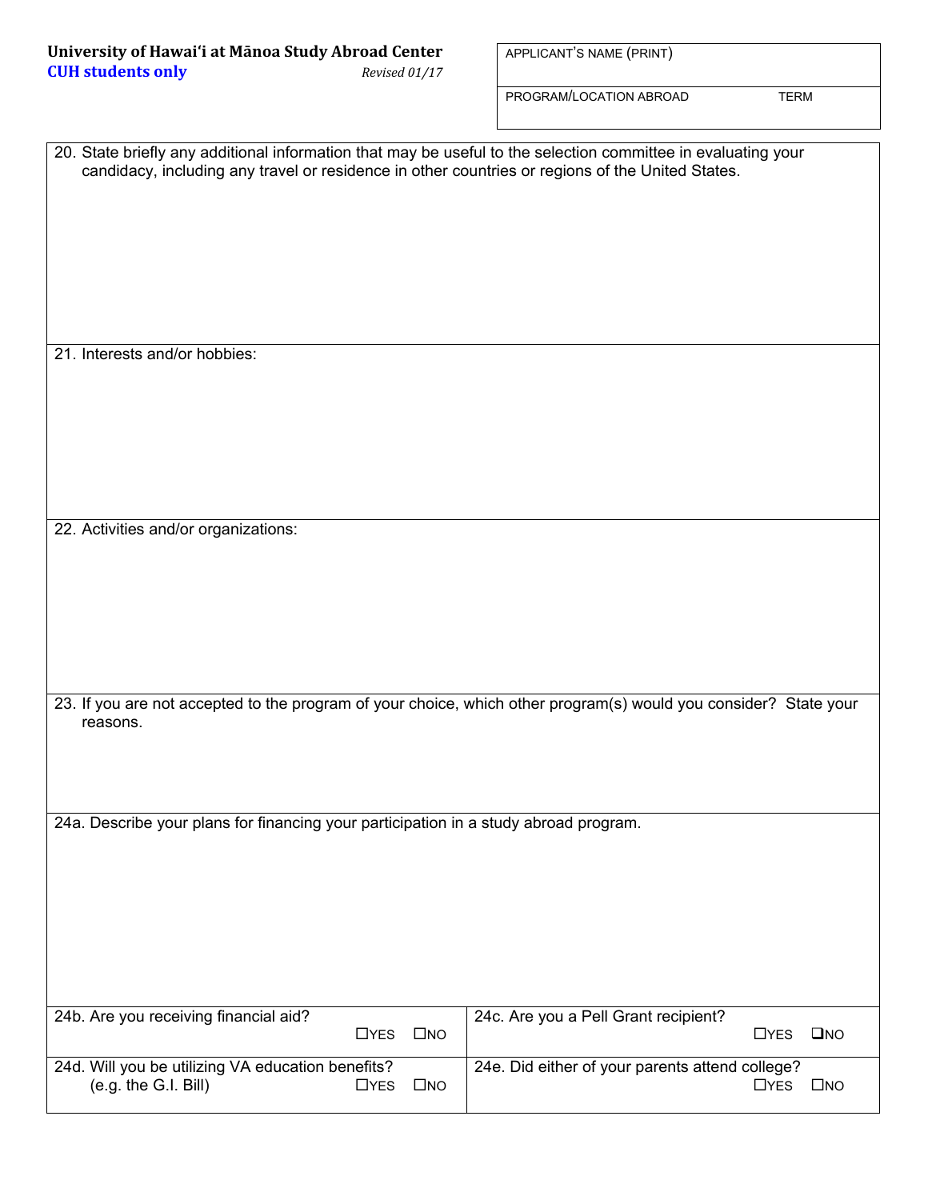**University of Hawaiʻi at Mānoa Study Abroad Center**
**CUH students only** *Revised 01/17*

| APPLICANT'S NAME (PRINT) | |
|---|---|
| PROGRAM/LOCATION ABROAD | TERM |

20. State briefly any additional information that may be useful to the selection committee in evaluating your candidacy, including any travel or residence in other countries or regions of the United States.

21. Interests and/or hobbies:

22. Activities and/or organizations:

23. If you are not accepted to the program of your choice, which other program(s) would you consider? State your reasons.

24a. Describe your plans for financing your participation in a study abroad program.

| | |
|---|---|
| 24b. Are you receiving financial aid? ☐YES ☐NO | 24c. Are you a Pell Grant recipient? ☐YES ☐NO |
| 24d. Will you be utilizing VA education benefits? (e.g. the G.I. Bill) ☐YES ☐NO | 24e. Did either of your parents attend college? ☐YES ☐NO |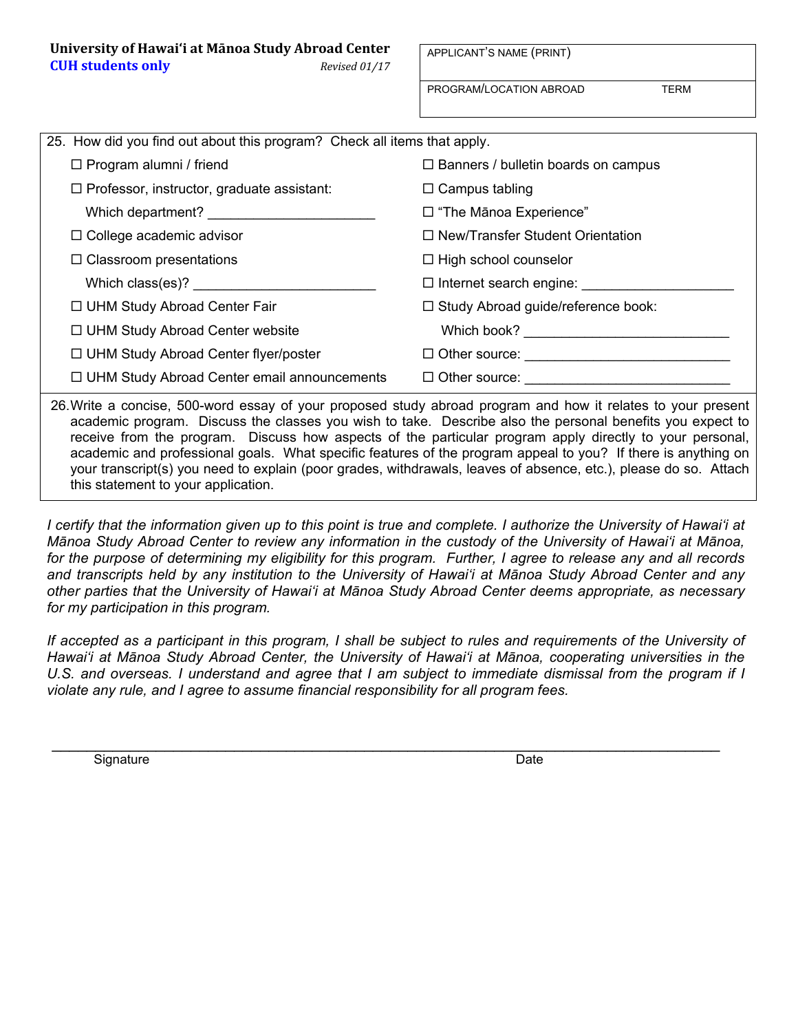**University of Hawaiʻi at Mānoa Study Abroad Center**
**CUH students only** *Revised 01/17*

| APPLICANT'S NAME (PRINT) | |
|---|---|
| PROGRAM/LOCATION ABROAD | TERM |

25. How did you find out about this program? Check all items that apply.

| | |
|---|---|
| ☐ Program alumni / friend | ☐ Banners / bulletin boards on campus |
| ☐ Professor, instructor, graduate assistant: | ☐ Campus tabling |
| Which department? ______________________ | ☐ "The Mānoa Experience" |
| ☐ College academic advisor | ☐ New/Transfer Student Orientation |
| ☐ Classroom presentations | ☐ High school counselor |
| Which class(es)? ________________________ | ☐ Internet search engine: ____________________ |
| ☐ UHM Study Abroad Center Fair | ☐ Study Abroad guide/reference book: |
| ☐ UHM Study Abroad Center website | Which book? ___________________________ |
| ☐ UHM Study Abroad Center flyer/poster | ☐ Other source: ___________________________ |
| ☐ UHM Study Abroad Center email announcements | ☐ Other source: ___________________________ |

26. Write a concise, 500-word essay of your proposed study abroad program and how it relates to your present academic program. Discuss the classes you wish to take. Describe also the personal benefits you expect to receive from the program. Discuss how aspects of the particular program apply directly to your personal, academic and professional goals. What specific features of the program appeal to you? If there is anything on your transcript(s) you need to explain (poor grades, withdrawals, leaves of absence, etc.), please do so. Attach this statement to your application.

*I certify that the information given up to this point is true and complete. I authorize the University of Hawaiʻi at Mānoa Study Abroad Center to review any information in the custody of the University of Hawaiʻi at Mānoa, for the purpose of determining my eligibility for this program. Further, I agree to release any and all records and transcripts held by any institution to the University of Hawaiʻi at Mānoa Study Abroad Center and any other parties that the University of Hawaiʻi at Mānoa Study Abroad Center deems appropriate, as necessary for my participation in this program.*

*If accepted as a participant in this program, I shall be subject to rules and requirements of the University of Hawaiʻi at Mānoa Study Abroad Center, the University of Hawaiʻi at Mānoa, cooperating universities in the U.S. and overseas. I understand and agree that I am subject to immediate dismissal from the program if I violate any rule, and I agree to assume financial responsibility for all program fees.*

_____________________________________________________________________________

Signature Date